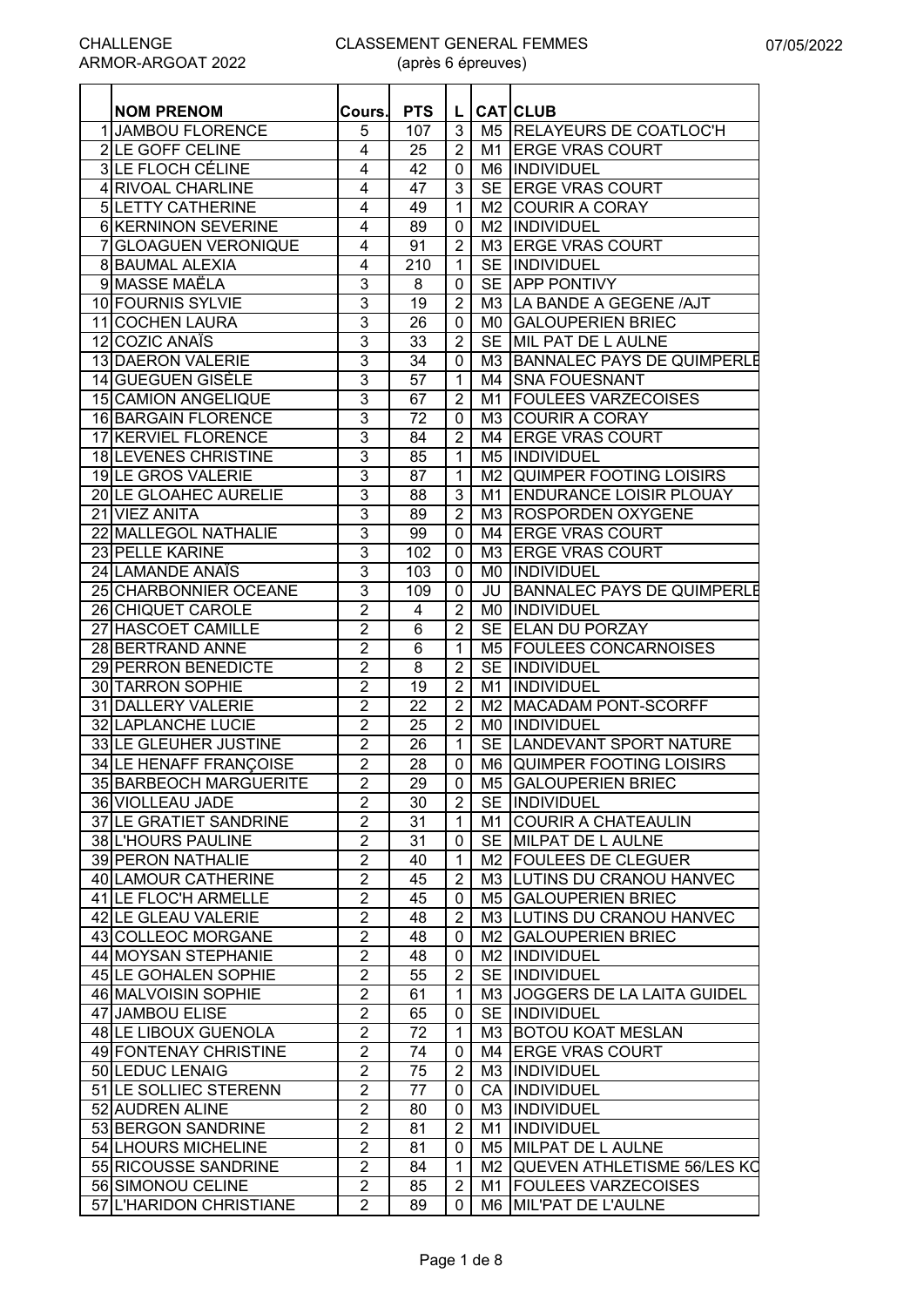CHALLENGE ARMOR-ARGOAT 2022

# CLASSEMENT GENERAL FEMMES
(après 6 épreuves)

07/05/2022

| | NOM PRENOM | Cours. | PTS | L | CAT | CLUB |
|---|---|---|---|---|---|---|
| 1 | JAMBOU FLORENCE | 5 | 107 | 3 | M5 | RELAYEURS DE COATLOC'H |
| 2 | LE GOFF CELINE | 4 | 25 | 2 | M1 | ERGE VRAS COURT |
| 3 | LE FLOCH CÉLINE | 4 | 42 | 0 | M6 | INDIVIDUEL |
| 4 | RIVOAL CHARLINE | 4 | 47 | 3 | SE | ERGE VRAS COURT |
| 5 | LETTY CATHERINE | 4 | 49 | 1 | M2 | COURIR A CORAY |
| 6 | KERNINON SEVERINE | 4 | 89 | 0 | M2 | INDIVIDUEL |
| 7 | GLOAGUEN VERONIQUE | 4 | 91 | 2 | M3 | ERGE VRAS COURT |
| 8 | BAUMAL ALEXIA | 4 | 210 | 1 | SE | INDIVIDUEL |
| 9 | MASSE MAËLA | 3 | 8 | 0 | SE | APP PONTIVY |
| 10 | FOURNIS SYLVIE | 3 | 19 | 2 | M3 | LA BANDE A GEGENE /AJT |
| 11 | COCHEN LAURA | 3 | 26 | 0 | M0 | GALOUPERIEN BRIEC |
| 12 | COZIC ANAÏS | 3 | 33 | 2 | SE | MIL PAT DE L AULNE |
| 13 | DAERON VALERIE | 3 | 34 | 0 | M3 | BANNALEC PAYS DE QUIMPERLE |
| 14 | GUEGUEN GISÈLE | 3 | 57 | 1 | M4 | SNA FOUESNANT |
| 15 | CAMION ANGELIQUE | 3 | 67 | 2 | M1 | FOULEES VARZECOISES |
| 16 | BARGAIN FLORENCE | 3 | 72 | 0 | M3 | COURIR A CORAY |
| 17 | KERVIEL FLORENCE | 3 | 84 | 2 | M4 | ERGE VRAS COURT |
| 18 | LEVENES CHRISTINE | 3 | 85 | 1 | M5 | INDIVIDUEL |
| 19 | LE GROS VALERIE | 3 | 87 | 1 | M2 | QUIMPER FOOTING LOISIRS |
| 20 | LE GLOAHEC AURELIE | 3 | 88 | 3 | M1 | ENDURANCE LOISIR PLOUAY |
| 21 | VIEZ ANITA | 3 | 89 | 2 | M3 | ROSPORDEN OXYGENE |
| 22 | MALLEGOL NATHALIE | 3 | 99 | 0 | M4 | ERGE VRAS COURT |
| 23 | PELLE KARINE | 3 | 102 | 0 | M3 | ERGE VRAS COURT |
| 24 | LAMANDE ANAÏS | 3 | 103 | 0 | M0 | INDIVIDUEL |
| 25 | CHARBONNIER OCEANE | 3 | 109 | 0 | JU | BANNALEC PAYS DE QUIMPERLE |
| 26 | CHIQUET CAROLE | 2 | 4 | 2 | M0 | INDIVIDUEL |
| 27 | HASCOET CAMILLE | 2 | 6 | 2 | SE | ELAN DU PORZAY |
| 28 | BERTRAND ANNE | 2 | 6 | 1 | M5 | FOULEES CONCARNOISES |
| 29 | PERRON BENEDICTE | 2 | 8 | 2 | SE | INDIVIDUEL |
| 30 | TARRON SOPHIE | 2 | 19 | 2 | M1 | INDIVIDUEL |
| 31 | DALLERY VALERIE | 2 | 22 | 2 | M2 | MACADAM PONT-SCORFF |
| 32 | LAPLANCHE LUCIE | 2 | 25 | 2 | M0 | INDIVIDUEL |
| 33 | LE GLEUHER JUSTINE | 2 | 26 | 1 | SE | LANDEVANT SPORT NATURE |
| 34 | LE HENAFF FRANÇOISE | 2 | 28 | 0 | M6 | QUIMPER FOOTING LOISIRS |
| 35 | BARBEOCH MARGUERITE | 2 | 29 | 0 | M5 | GALOUPERIEN BRIEC |
| 36 | VIOLLEAU JADE | 2 | 30 | 2 | SE | INDIVIDUEL |
| 37 | LE GRATIET SANDRINE | 2 | 31 | 1 | M1 | COURIR A CHATEAULIN |
| 38 | L'HOURS PAULINE | 2 | 31 | 0 | SE | MILPAT DE L AULNE |
| 39 | PERON NATHALIE | 2 | 40 | 1 | M2 | FOULEES DE CLEGUER |
| 40 | LAMOUR CATHERINE | 2 | 45 | 2 | M3 | LUTINS DU CRANOU HANVEC |
| 41 | LE FLOC'H ARMELLE | 2 | 45 | 0 | M5 | GALOUPERIEN BRIEC |
| 42 | LE GLEAU VALERIE | 2 | 48 | 2 | M3 | LUTINS DU CRANOU HANVEC |
| 43 | COLLEOC MORGANE | 2 | 48 | 0 | M2 | GALOUPERIEN BRIEC |
| 44 | MOYSAN STEPHANIE | 2 | 48 | 0 | M2 | INDIVIDUEL |
| 45 | LE GOHALEN SOPHIE | 2 | 55 | 2 | SE | INDIVIDUEL |
| 46 | MALVOISIN SOPHIE | 2 | 61 | 1 | M3 | JOGGERS DE LA LAITA GUIDEL |
| 47 | JAMBOU ELISE | 2 | 65 | 0 | SE | INDIVIDUEL |
| 48 | LE LIBOUX GUENOLA | 2 | 72 | 1 | M3 | BOTOU KOAT MESLAN |
| 49 | FONTENAY CHRISTINE | 2 | 74 | 0 | M4 | ERGE VRAS COURT |
| 50 | LEDUC LENAIG | 2 | 75 | 2 | M3 | INDIVIDUEL |
| 51 | LE SOLLIEC STERENN | 2 | 77 | 0 | CA | INDIVIDUEL |
| 52 | AUDREN ALINE | 2 | 80 | 0 | M3 | INDIVIDUEL |
| 53 | BERGON SANDRINE | 2 | 81 | 2 | M1 | INDIVIDUEL |
| 54 | LHOURS MICHELINE | 2 | 81 | 0 | M5 | MILPAT DE L AULNE |
| 55 | RICOUSSE SANDRINE | 2 | 84 | 1 | M2 | QUEVEN ATHLETISME 56/LES KO |
| 56 | SIMONOU CELINE | 2 | 85 | 2 | M1 | FOULEES VARZECOISES |
| 57 | L'HARIDON CHRISTIANE | 2 | 89 | 0 | M6 | MIL'PAT DE L'AULNE |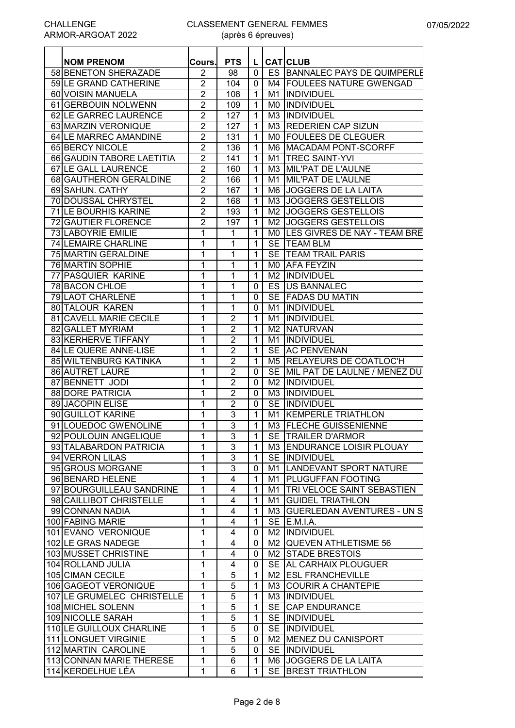CHALLENGE ARMOR-ARGOAT 2022

CLASSEMENT GENERAL FEMMES (après 6 épreuves)

07/05/2022

| | NOM PRENOM | Cours. | PTS | L | CAT | CLUB |
|---|---|---|---|---|---|---|
| 58 | BENETON SHERAZADE | 2 | 98 | 0 | ES | BANNALEC PAYS DE QUIMPERLE |
| 59 | LE GRAND CATHERINE | 2 | 104 | 0 | M4 | FOULEES NATURE GWENGAD |
| 60 | VOISIN MANUELA | 2 | 108 | 1 | M1 | INDIVIDUEL |
| 61 | GERBOUIN NOLWENN | 2 | 109 | 1 | M0 | INDIVIDUEL |
| 62 | LE GARREC LAURENCE | 2 | 127 | 1 | M3 | INDIVIDUEL |
| 63 | MARZIN VERONIQUE | 2 | 127 | 1 | M3 | REDERIEN CAP SIZUN |
| 64 | LE MARREC AMANDINE | 2 | 131 | 1 | M0 | FOULEES DE CLEGUER |
| 65 | BERCY NICOLE | 2 | 136 | 1 | M6 | MACADAM PONT-SCORFF |
| 66 | GAUDIN TABORE LAETITIA | 2 | 141 | 1 | M1 | TREC SAINT-YVI |
| 67 | LE GALL LAURENCE | 2 | 160 | 1 | M3 | MIL'PAT DE L'AULNE |
| 68 | GAUTHERON GERALDINE | 2 | 166 | 1 | M1 | MIL'PAT DE L'AULNE |
| 69 | SAHUN. CATHY | 2 | 167 | 1 | M6 | JOGGERS DE LA LAITA |
| 70 | DOUSSAL CHRYSTEL | 2 | 168 | 1 | M3 | JOGGERS GESTELLOIS |
| 71 | LE BOURHIS KARINE | 2 | 193 | 1 | M2 | JOGGERS GESTELLOIS |
| 72 | GAUTIER FLORENCE | 2 | 197 | 1 | M2 | JOGGERS GESTELLOIS |
| 73 | LABOYRIE EMILIE | 1 | 1 | 1 | M0 | LES GIVRES DE NAY - TEAM BRE |
| 74 | LEMAIRE CHARLINE | 1 | 1 | 1 | SE | TEAM BLM |
| 75 | MARTIN GÉRALDINE | 1 | 1 | 1 | SE | TEAM TRAIL PARIS |
| 76 | MARTIN SOPHIE | 1 | 1 | 1 | M0 | AFA FEYZIN |
| 77 | PASQUIER KARINE | 1 | 1 | 1 | M2 | INDIVIDUEL |
| 78 | BACON CHLOE | 1 | 1 | 0 | ES | US BANNALEC |
| 79 | LAOT CHARLÈNE | 1 | 1 | 0 | SE | FADAS DU MATIN |
| 80 | TALOUR KAREN | 1 | 1 | 0 | M1 | INDIVIDUEL |
| 81 | CAVELL MARIE CECILE | 1 | 2 | 1 | M1 | INDIVIDUEL |
| 82 | GALLET MYRIAM | 1 | 2 | 1 | M2 | NATURVAN |
| 83 | KERHERVE TIFFANY | 1 | 2 | 1 | M1 | INDIVIDUEL |
| 84 | LE QUERE ANNE-LISE | 1 | 2 | 1 | SE | AC PENVENAN |
| 85 | WILTENBURG KATINKA | 1 | 2 | 1 | M5 | RELAYEURS DE COATLOC'H |
| 86 | AUTRET LAURE | 1 | 2 | 0 | SE | MIL PAT DE LAULNE / MENEZ DU |
| 87 | BENNETT JODI | 1 | 2 | 0 | M2 | INDIVIDUEL |
| 88 | DORE PATRICIA | 1 | 2 | 0 | M3 | INDIVIDUEL |
| 89 | JACOPIN ELISE | 1 | 2 | 0 | SE | INDIVIDUEL |
| 90 | GUILLOT KARINE | 1 | 3 | 1 | M1 | KEMPERLE TRIATHLON |
| 91 | LOUEDOC GWENOLINE | 1 | 3 | 1 | M3 | FLECHE GUISSENIENNE |
| 92 | POULOUIN ANGELIQUE | 1 | 3 | 1 | SE | TRAILER D'ARMOR |
| 93 | TALABARDON PATRICIA | 1 | 3 | 1 | M3 | ENDURANCE LOISIR PLOUAY |
| 94 | VERRON LILAS | 1 | 3 | 1 | SE | INDIVIDUEL |
| 95 | GROUS MORGANE | 1 | 3 | 0 | M1 | LANDEVANT SPORT NATURE |
| 96 | BENARD HELENE | 1 | 4 | 1 | M1 | PLUGUFFAN FOOTING |
| 97 | BOURGUILLEAU SANDRINE | 1 | 4 | 1 | M1 | TRI VELOCE SAINT SEBASTIEN |
| 98 | CAILLIBOT CHRISTELLE | 1 | 4 | 1 | M1 | GUIDEL TRIATHLON |
| 99 | CONNAN NADIA | 1 | 4 | 1 | M3 | GUERLEDAN AVENTURES - UN S |
| 100 | FABING MARIE | 1 | 4 | 1 | SE | E.M.I.A. |
| 101 | EVANO VERONIQUE | 1 | 4 | 0 | M2 | INDIVIDUEL |
| 102 | LE GRAS NADEGE | 1 | 4 | 0 | M2 | QUEVEN ATHLETISME 56 |
| 103 | MUSSET CHRISTINE | 1 | 4 | 0 | M2 | STADE BRESTOIS |
| 104 | ROLLAND JULIA | 1 | 4 | 0 | SE | AL CARHAIX PLOUGUER |
| 105 | CIMAN CECILE | 1 | 5 | 1 | M2 | ESL FRANCHEVILLE |
| 106 | GAGEOT VERONIQUE | 1 | 5 | 1 | M3 | COURIR A CHANTEPIE |
| 107 | LE GRUMELEC CHRISTELLE | 1 | 5 | 1 | M3 | INDIVIDUEL |
| 108 | MICHEL SOLENN | 1 | 5 | 1 | SE | CAP ENDURANCE |
| 109 | NICOLLE SARAH | 1 | 5 | 1 | SE | INDIVIDUEL |
| 110 | LE GUILLOUX CHARLINE | 1 | 5 | 0 | SE | INDIVIDUEL |
| 111 | LONGUET VIRGINIE | 1 | 5 | 0 | M2 | MENEZ DU CANISPORT |
| 112 | MARTIN CAROLINE | 1 | 5 | 0 | SE | INDIVIDUEL |
| 113 | CONNAN MARIE THERESE | 1 | 6 | 1 | M6 | JOGGERS DE LA LAITA |
| 114 | KERDELHUE LÉA | 1 | 6 | 1 | SE | BREST TRIATHLON |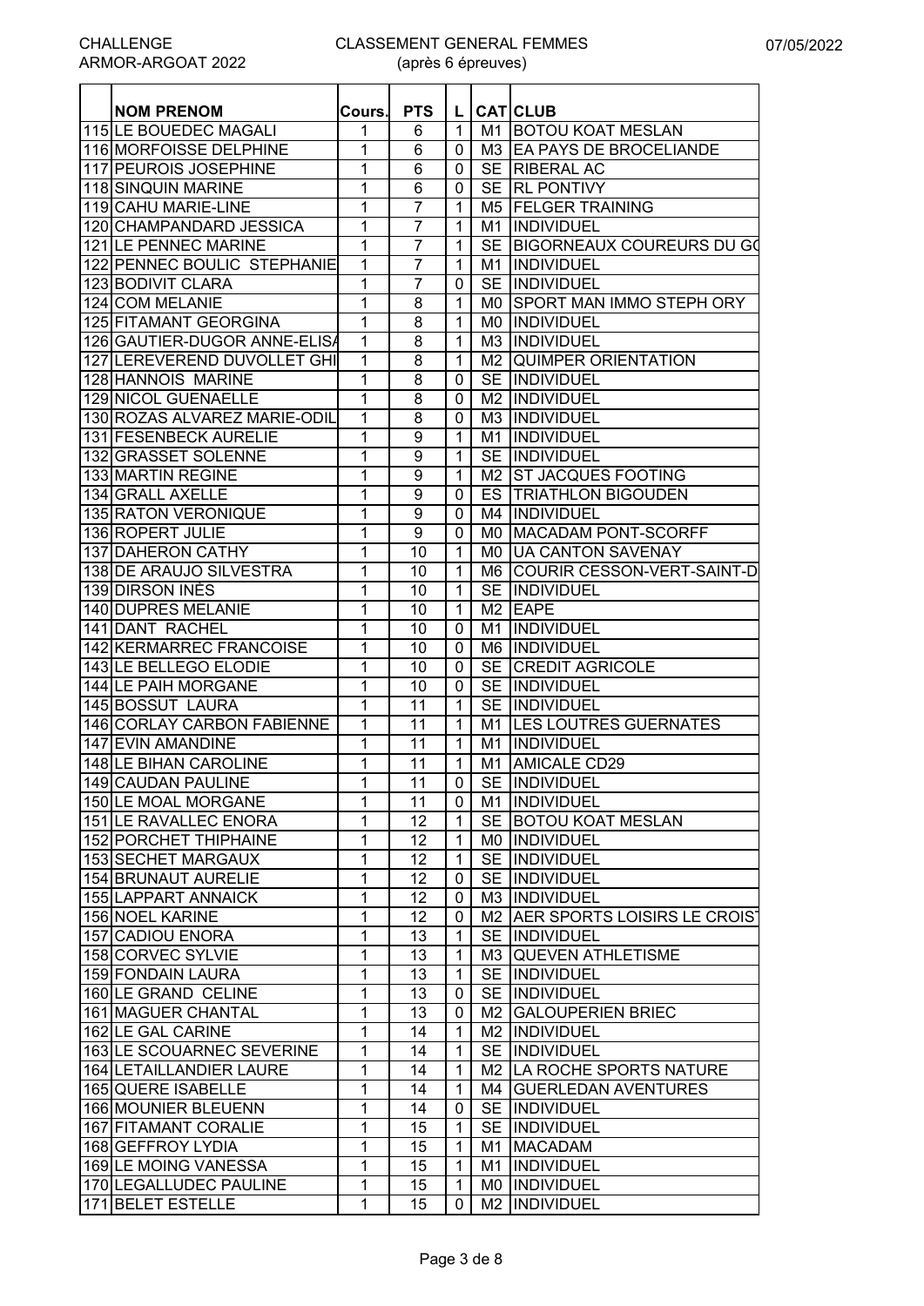CHALLENGE ARMOR-ARGOAT 2022

# CLASSEMENT GENERAL FEMMES

(après 6 épreuves)

07/05/2022

| | NOM PRENOM | Cours. | PTS | L | CAT | CLUB |
|---|---|---|---|---|---|---|
| 115 | LE BOUEDEC MAGALI | 1 | 6 | 1 | M1 | BOTOU KOAT MESLAN |
| 116 | MORFOISSE DELPHINE | 1 | 6 | 0 | M3 | EA PAYS DE BROCELIANDE |
| 117 | PEUROIS JOSEPHINE | 1 | 6 | 0 | SE | RIBERAL AC |
| 118 | SINQUIN MARINE | 1 | 6 | 0 | SE | RL PONTIVY |
| 119 | CAHU MARIE-LINE | 1 | 7 | 1 | M5 | FELGER TRAINING |
| 120 | CHAMPANDARD JESSICA | 1 | 7 | 1 | M1 | INDIVIDUEL |
| 121 | LE PENNEC MARINE | 1 | 7 | 1 | SE | BIGORNEAUX COUREURS DU GO |
| 122 | PENNEC BOULIC STEPHANIE | 1 | 7 | 1 | M1 | INDIVIDUEL |
| 123 | BODIVIT CLARA | 1 | 7 | 0 | SE | INDIVIDUEL |
| 124 | COM MELANIE | 1 | 8 | 1 | M0 | SPORT MAN IMMO STEPH ORY |
| 125 | FITAMANT GEORGINA | 1 | 8 | 1 | M0 | INDIVIDUEL |
| 126 | GAUTIER-DUGOR ANNE-ELISA | 1 | 8 | 1 | M3 | INDIVIDUEL |
| 127 | LEREVEREND DUVOLLET GHI | 1 | 8 | 1 | M2 | QUIMPER ORIENTATION |
| 128 | HANNOIS MARINE | 1 | 8 | 0 | SE | INDIVIDUEL |
| 129 | NICOL GUENAELLE | 1 | 8 | 0 | M2 | INDIVIDUEL |
| 130 | ROZAS ALVAREZ MARIE-ODIL | 1 | 8 | 0 | M3 | INDIVIDUEL |
| 131 | FESENBECK AURELIE | 1 | 9 | 1 | M1 | INDIVIDUEL |
| 132 | GRASSET SOLENNE | 1 | 9 | 1 | SE | INDIVIDUEL |
| 133 | MARTIN REGINE | 1 | 9 | 1 | M2 | ST JACQUES FOOTING |
| 134 | GRALL AXELLE | 1 | 9 | 0 | ES | TRIATHLON BIGOUDEN |
| 135 | RATON VERONIQUE | 1 | 9 | 0 | M4 | INDIVIDUEL |
| 136 | ROPERT JULIE | 1 | 9 | 0 | M0 | MACADAM PONT-SCORFF |
| 137 | DAHERON CATHY | 1 | 10 | 1 | M0 | UA CANTON SAVENAY |
| 138 | DE ARAUJO SILVESTRA | 1 | 10 | 1 | M6 | COURIR CESSON-VERT-SAINT-D |
| 139 | DIRSON INÈS | 1 | 10 | 1 | SE | INDIVIDUEL |
| 140 | DUPRES MELANIE | 1 | 10 | 1 | M2 | EAPE |
| 141 | DANT RACHEL | 1 | 10 | 0 | M1 | INDIVIDUEL |
| 142 | KERMARREC FRANCOISE | 1 | 10 | 0 | M6 | INDIVIDUEL |
| 143 | LE BELLEGO ELODIE | 1 | 10 | 0 | SE | CREDIT AGRICOLE |
| 144 | LE PAIH MORGANE | 1 | 10 | 0 | SE | INDIVIDUEL |
| 145 | BOSSUT LAURA | 1 | 11 | 1 | SE | INDIVIDUEL |
| 146 | CORLAY CARBON FABIENNE | 1 | 11 | 1 | M1 | LES LOUTRES GUERNATES |
| 147 | EVIN AMANDINE | 1 | 11 | 1 | M1 | INDIVIDUEL |
| 148 | LE BIHAN CAROLINE | 1 | 11 | 1 | M1 | AMICALE CD29 |
| 149 | CAUDAN PAULINE | 1 | 11 | 0 | SE | INDIVIDUEL |
| 150 | LE MOAL MORGANE | 1 | 11 | 0 | M1 | INDIVIDUEL |
| 151 | LE RAVALLEC ENORA | 1 | 12 | 1 | SE | BOTOU KOAT MESLAN |
| 152 | PORCHET THIPHAINE | 1 | 12 | 1 | M0 | INDIVIDUEL |
| 153 | SECHET MARGAUX | 1 | 12 | 1 | SE | INDIVIDUEL |
| 154 | BRUNAUT AURELIE | 1 | 12 | 0 | SE | INDIVIDUEL |
| 155 | LAPPART ANNAICK | 1 | 12 | 0 | M3 | INDIVIDUEL |
| 156 | NOEL KARINE | 1 | 12 | 0 | M2 | AER SPORTS LOISIRS LE CROIS |
| 157 | CADIOU ENORA | 1 | 13 | 1 | SE | INDIVIDUEL |
| 158 | CORVEC SYLVIE | 1 | 13 | 1 | M3 | QUEVEN ATHLETISME |
| 159 | FONDAIN LAURA | 1 | 13 | 1 | SE | INDIVIDUEL |
| 160 | LE GRAND CELINE | 1 | 13 | 0 | SE | INDIVIDUEL |
| 161 | MAGUER CHANTAL | 1 | 13 | 0 | M2 | GALOUPERIEN BRIEC |
| 162 | LE GAL CARINE | 1 | 14 | 1 | M2 | INDIVIDUEL |
| 163 | LE SCOUARNEC SEVERINE | 1 | 14 | 1 | SE | INDIVIDUEL |
| 164 | LETAILLANDIER LAURE | 1 | 14 | 1 | M2 | LA ROCHE SPORTS NATURE |
| 165 | QUERE ISABELLE | 1 | 14 | 1 | M4 | GUERLEDAN AVENTURES |
| 166 | MOUNIER BLEUENN | 1 | 14 | 0 | SE | INDIVIDUEL |
| 167 | FITAMANT CORALIE | 1 | 15 | 1 | SE | INDIVIDUEL |
| 168 | GEFFROY LYDIA | 1 | 15 | 1 | M1 | MACADAM |
| 169 | LE MOING VANESSA | 1 | 15 | 1 | M1 | INDIVIDUEL |
| 170 | LEGALLUDEC PAULINE | 1 | 15 | 1 | M0 | INDIVIDUEL |
| 171 | BELET ESTELLE | 1 | 15 | 0 | M2 | INDIVIDUEL |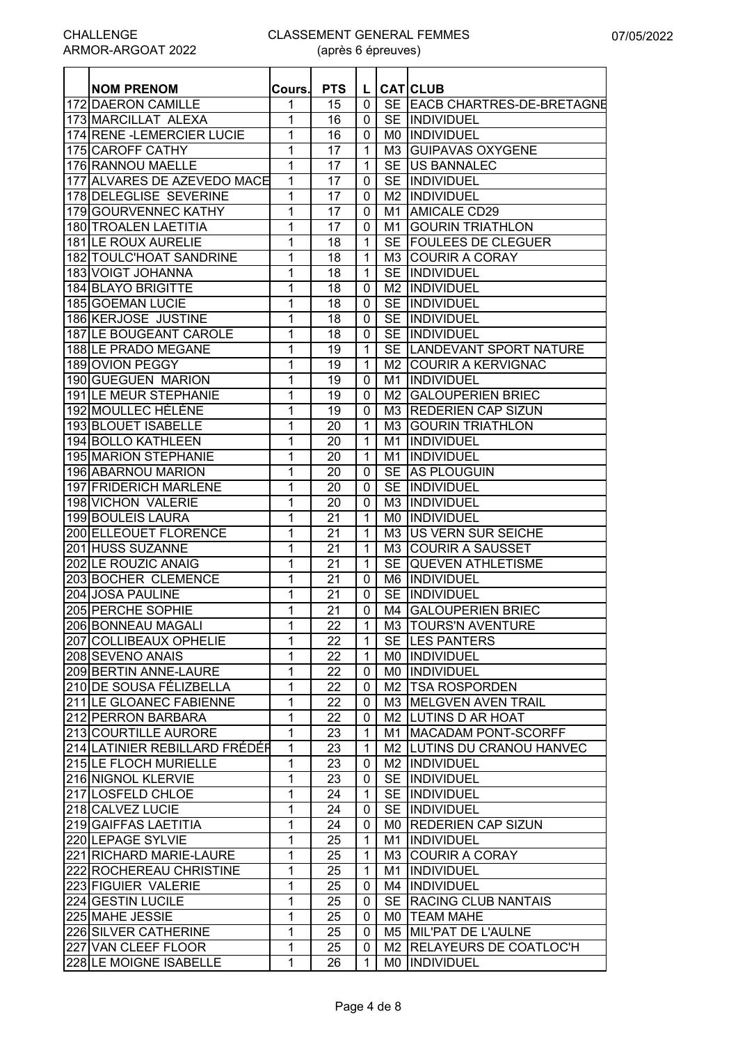CHALLENGE ARMOR-ARGOAT 2022

CLASSEMENT GENERAL FEMMES
(après 6 épreuves)

07/05/2022

| | NOM PRENOM | Cours. | PTS | L | CAT | CLUB |
|---|---|---|---|---|---|---|
| 172 | DAERON CAMILLE | 1 | 15 | 0 | SE | EACB CHARTRES-DE-BRETAGNE |
| 173 | MARCILLAT ALEXA | 1 | 16 | 0 | SE | INDIVIDUEL |
| 174 | RENE -LEMERCIER LUCIE | 1 | 16 | 0 | M0 | INDIVIDUEL |
| 175 | CAROFF CATHY | 1 | 17 | 1 | M3 | GUIPAVAS OXYGENE |
| 176 | RANNOU MAELLE | 1 | 17 | 1 | SE | US BANNALEC |
| 177 | ALVARES DE AZEVEDO MACE | 1 | 17 | 0 | SE | INDIVIDUEL |
| 178 | DELEGLISE SEVERINE | 1 | 17 | 0 | M2 | INDIVIDUEL |
| 179 | GOURVENNEC KATHY | 1 | 17 | 0 | M1 | AMICALE CD29 |
| 180 | TROALEN LAETITIA | 1 | 17 | 0 | M1 | GOURIN TRIATHLON |
| 181 | LE ROUX AURELIE | 1 | 18 | 1 | SE | FOULEES DE CLEGUER |
| 182 | TOULC'HOAT SANDRINE | 1 | 18 | 1 | M3 | COURIR A CORAY |
| 183 | VOIGT JOHANNA | 1 | 18 | 1 | SE | INDIVIDUEL |
| 184 | BLAYO BRIGITTE | 1 | 18 | 0 | M2 | INDIVIDUEL |
| 185 | GOEMAN LUCIE | 1 | 18 | 0 | SE | INDIVIDUEL |
| 186 | KERJOSE JUSTINE | 1 | 18 | 0 | SE | INDIVIDUEL |
| 187 | LE BOUGEANT CAROLE | 1 | 18 | 0 | SE | INDIVIDUEL |
| 188 | LE PRADO MEGANE | 1 | 19 | 1 | SE | LANDEVANT SPORT NATURE |
| 189 | OVION PEGGY | 1 | 19 | 1 | M2 | COURIR A KERVIGNAC |
| 190 | GUEGUEN MARION | 1 | 19 | 0 | M1 | INDIVIDUEL |
| 191 | LE MEUR STEPHANIE | 1 | 19 | 0 | M2 | GALOUPERIEN BRIEC |
| 192 | MOULLEC HÉLÈNE | 1 | 19 | 0 | M3 | REDERIEN CAP SIZUN |
| 193 | BLOUET ISABELLE | 1 | 20 | 1 | M3 | GOURIN TRIATHLON |
| 194 | BOLLO KATHLEEN | 1 | 20 | 1 | M1 | INDIVIDUEL |
| 195 | MARION STEPHANIE | 1 | 20 | 1 | M1 | INDIVIDUEL |
| 196 | ABARNOU MARION | 1 | 20 | 0 | SE | AS PLOUGUIN |
| 197 | FRIDERICH MARLENE | 1 | 20 | 0 | SE | INDIVIDUEL |
| 198 | VICHON VALERIE | 1 | 20 | 0 | M3 | INDIVIDUEL |
| 199 | BOULEIS LAURA | 1 | 21 | 1 | M0 | INDIVIDUEL |
| 200 | ELLEOUET FLORENCE | 1 | 21 | 1 | M3 | US VERN SUR SEICHE |
| 201 | HUSS SUZANNE | 1 | 21 | 1 | M3 | COURIR A SAUSSET |
| 202 | LE ROUZIC ANAIG | 1 | 21 | 1 | SE | QUEVEN ATHLETISME |
| 203 | BOCHER CLEMENCE | 1 | 21 | 0 | M6 | INDIVIDUEL |
| 204 | JOSA PAULINE | 1 | 21 | 0 | SE | INDIVIDUEL |
| 205 | PERCHE SOPHIE | 1 | 21 | 0 | M4 | GALOUPERIEN BRIEC |
| 206 | BONNEAU MAGALI | 1 | 22 | 1 | M3 | TOURS'N AVENTURE |
| 207 | COLLIBEAUX OPHELIE | 1 | 22 | 1 | SE | LES PANTERS |
| 208 | SEVENO ANAIS | 1 | 22 | 1 | M0 | INDIVIDUEL |
| 209 | BERTIN ANNE-LAURE | 1 | 22 | 0 | M0 | INDIVIDUEL |
| 210 | DE SOUSA FÉLIZBELLA | 1 | 22 | 0 | M2 | TSA ROSPORDEN |
| 211 | LE GLOANEC FABIENNE | 1 | 22 | 0 | M3 | MELGVEN AVEN TRAIL |
| 212 | PERRON BARBARA | 1 | 22 | 0 | M2 | LUTINS D AR HOAT |
| 213 | COURTILLE AURORE | 1 | 23 | 1 | M1 | MACADAM PONT-SCORFF |
| 214 | LATINIER REBILLARD FRÉDÉR | 1 | 23 | 1 | M2 | LUTINS DU CRANOU HANVEC |
| 215 | LE FLOCH MURIELLE | 1 | 23 | 0 | M2 | INDIVIDUEL |
| 216 | NIGNOL KLERVIE | 1 | 23 | 0 | SE | INDIVIDUEL |
| 217 | LOSFELD CHLOE | 1 | 24 | 1 | SE | INDIVIDUEL |
| 218 | CALVEZ LUCIE | 1 | 24 | 0 | SE | INDIVIDUEL |
| 219 | GAIFFAS LAETITIA | 1 | 24 | 0 | M0 | REDERIEN CAP SIZUN |
| 220 | LEPAGE SYLVIE | 1 | 25 | 1 | M1 | INDIVIDUEL |
| 221 | RICHARD MARIE-LAURE | 1 | 25 | 1 | M3 | COURIR A CORAY |
| 222 | ROCHEREAU CHRISTINE | 1 | 25 | 1 | M1 | INDIVIDUEL |
| 223 | FIGUIER VALERIE | 1 | 25 | 0 | M4 | INDIVIDUEL |
| 224 | GESTIN LUCILE | 1 | 25 | 0 | SE | RACING CLUB NANTAIS |
| 225 | MAHE JESSIE | 1 | 25 | 0 | M0 | TEAM MAHE |
| 226 | SILVER CATHERINE | 1 | 25 | 0 | M5 | MIL'PAT DE L'AULNE |
| 227 | VAN CLEEF FLOOR | 1 | 25 | 0 | M2 | RELAYEURS DE COATLOC'H |
| 228 | LE MOIGNE ISABELLE | 1 | 26 | 1 | M0 | INDIVIDUEL |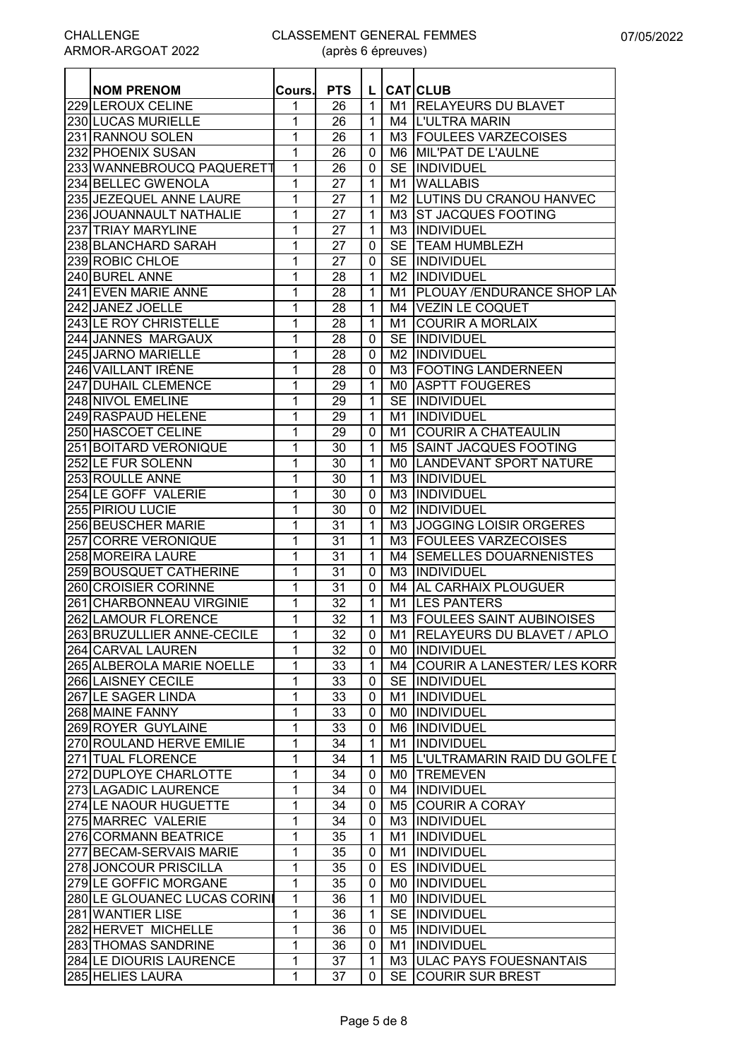CHALLENGE ARMOR-ARGOAT 2022

CLASSEMENT GENERAL FEMMES (après 6 épreuves)

07/05/2022

| | NOM PRENOM | Cours. | PTS | L | CAT | CLUB |
|---|---|---|---|---|---|---|
| 229 | LEROUX CELINE | 1 | 26 | 1 | M1 | RELAYEURS DU BLAVET |
| 230 | LUCAS MURIELLE | 1 | 26 | 1 | M4 | L'ULTRA MARIN |
| 231 | RANNOU SOLEN | 1 | 26 | 1 | M3 | FOULEES VARZECOISES |
| 232 | PHOENIX SUSAN | 1 | 26 | 0 | M6 | MIL'PAT DE L'AULNE |
| 233 | WANNEBROUCQ PAQUERETT | 1 | 26 | 0 | SE | INDIVIDUEL |
| 234 | BELLEC GWENOLA | 1 | 27 | 1 | M1 | WALLABIS |
| 235 | JEZEQUEL ANNE LAURE | 1 | 27 | 1 | M2 | LUTINS DU CRANOU HANVEC |
| 236 | JOUANNAULT NATHALIE | 1 | 27 | 1 | M3 | ST JACQUES FOOTING |
| 237 | TRIAY MARYLINE | 1 | 27 | 1 | M3 | INDIVIDUEL |
| 238 | BLANCHARD SARAH | 1 | 27 | 0 | SE | TEAM HUMBLEZH |
| 239 | ROBIC CHLOE | 1 | 27 | 0 | SE | INDIVIDUEL |
| 240 | BUREL ANNE | 1 | 28 | 1 | M2 | INDIVIDUEL |
| 241 | EVEN MARIE ANNE | 1 | 28 | 1 | M1 | PLOUAY /ENDURANCE SHOP LAN |
| 242 | JANEZ JOELLE | 1 | 28 | 1 | M4 | VEZIN LE COQUET |
| 243 | LE ROY CHRISTELLE | 1 | 28 | 1 | M1 | COURIR A MORLAIX |
| 244 | JANNES MARGAUX | 1 | 28 | 0 | SE | INDIVIDUEL |
| 245 | JARNO MARIELLE | 1 | 28 | 0 | M2 | INDIVIDUEL |
| 246 | VAILLANT IRÈNE | 1 | 28 | 0 | M3 | FOOTING LANDERNEEN |
| 247 | DUHAIL CLEMENCE | 1 | 29 | 1 | M0 | ASPTT FOUGERES |
| 248 | NIVOL EMELINE | 1 | 29 | 1 | SE | INDIVIDUEL |
| 249 | RASPAUD HELENE | 1 | 29 | 1 | M1 | INDIVIDUEL |
| 250 | HASCOET CELINE | 1 | 29 | 0 | M1 | COURIR A CHATEAULIN |
| 251 | BOITARD VERONIQUE | 1 | 30 | 1 | M5 | SAINT JACQUES FOOTING |
| 252 | LE FUR SOLENN | 1 | 30 | 1 | M0 | LANDEVANT SPORT NATURE |
| 253 | ROULLE ANNE | 1 | 30 | 1 | M3 | INDIVIDUEL |
| 254 | LE GOFF VALERIE | 1 | 30 | 0 | M3 | INDIVIDUEL |
| 255 | PIRIOU LUCIE | 1 | 30 | 0 | M2 | INDIVIDUEL |
| 256 | BEUSCHER MARIE | 1 | 31 | 1 | M3 | JOGGING LOISIR ORGERES |
| 257 | CORRE VERONIQUE | 1 | 31 | 1 | M3 | FOULEES VARZECOISES |
| 258 | MOREIRA LAURE | 1 | 31 | 1 | M4 | SEMELLES DOUARNENISTES |
| 259 | BOUSQUET CATHERINE | 1 | 31 | 0 | M3 | INDIVIDUEL |
| 260 | CROISIER CORINNE | 1 | 31 | 0 | M4 | AL CARHAIX PLOUGUER |
| 261 | CHARBONNEAU VIRGINIE | 1 | 32 | 1 | M1 | LES PANTERS |
| 262 | LAMOUR FLORENCE | 1 | 32 | 1 | M3 | FOULEES SAINT AUBINOISES |
| 263 | BRUZULLIER ANNE-CECILE | 1 | 32 | 0 | M1 | RELAYEURS DU BLAVET / APLO |
| 264 | CARVAL LAUREN | 1 | 32 | 0 | M0 | INDIVIDUEL |
| 265 | ALBEROLA MARIE NOELLE | 1 | 33 | 1 | M4 | COURIR A LANESTER/ LES KORR |
| 266 | LAISNEY CECILE | 1 | 33 | 0 | SE | INDIVIDUEL |
| 267 | LE SAGER LINDA | 1 | 33 | 0 | M1 | INDIVIDUEL |
| 268 | MAINE FANNY | 1 | 33 | 0 | M0 | INDIVIDUEL |
| 269 | ROYER GUYLAINE | 1 | 33 | 0 | M6 | INDIVIDUEL |
| 270 | ROULAND HERVE EMILIE | 1 | 34 | 1 | M1 | INDIVIDUEL |
| 271 | TUAL FLORENCE | 1 | 34 | 1 | M5 | L'ULTRAMARIN RAID DU GOLFE D |
| 272 | DUPLOYE CHARLOTTE | 1 | 34 | 0 | M0 | TREMEVEN |
| 273 | LAGADIC LAURENCE | 1 | 34 | 0 | M4 | INDIVIDUEL |
| 274 | LE NAOUR HUGUETTE | 1 | 34 | 0 | M5 | COURIR A CORAY |
| 275 | MARREC VALERIE | 1 | 34 | 0 | M3 | INDIVIDUEL |
| 276 | CORMANN BEATRICE | 1 | 35 | 1 | M1 | INDIVIDUEL |
| 277 | BECAM-SERVAIS MARIE | 1 | 35 | 0 | M1 | INDIVIDUEL |
| 278 | JONCOUR PRISCILLA | 1 | 35 | 0 | ES | INDIVIDUEL |
| 279 | LE GOFFIC MORGANE | 1 | 35 | 0 | M0 | INDIVIDUEL |
| 280 | LE GLOUANEC LUCAS CORINI | 1 | 36 | 1 | M0 | INDIVIDUEL |
| 281 | WANTIER LISE | 1 | 36 | 1 | SE | INDIVIDUEL |
| 282 | HERVET MICHELLE | 1 | 36 | 0 | M5 | INDIVIDUEL |
| 283 | THOMAS SANDRINE | 1 | 36 | 0 | M1 | INDIVIDUEL |
| 284 | LE DIOURIS LAURENCE | 1 | 37 | 1 | M3 | ULAC PAYS FOUESNANTAIS |
| 285 | HELIES LAURA | 1 | 37 | 0 | SE | COURIR SUR BREST |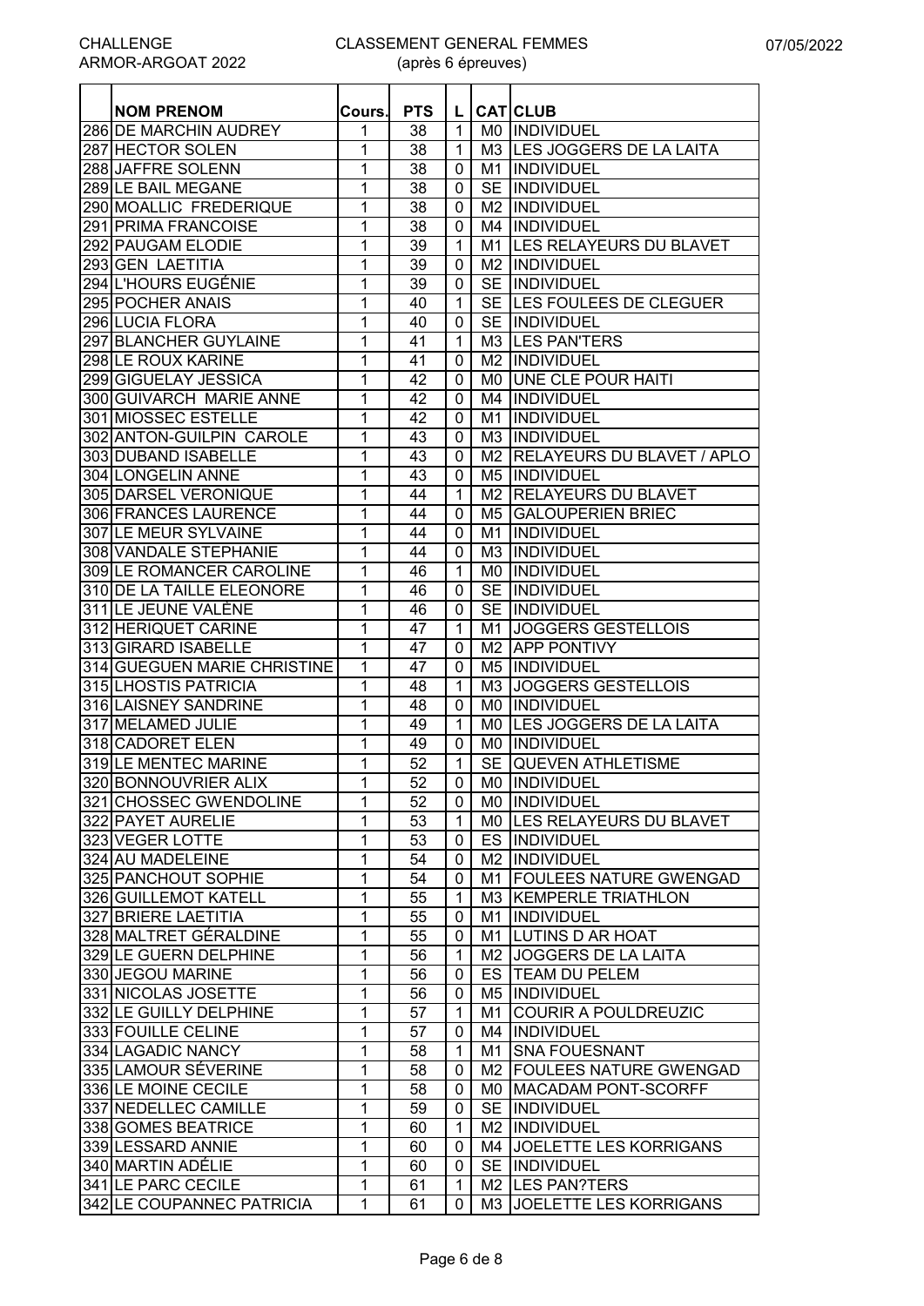CHALLENGE ARMOR-ARGOAT 2022

CLASSEMENT GENERAL FEMMES (après 6 épreuves)

07/05/2022

| | NOM PRENOM | Cours. | PTS | L | CAT | CLUB |
|---|---|---|---|---|---|---|
| 286 | DE MARCHIN AUDREY | 1 | 38 | 1 | M0 | INDIVIDUEL |
| 287 | HECTOR SOLEN | 1 | 38 | 1 | M3 | LES JOGGERS DE LA LAITA |
| 288 | JAFFRE SOLENN | 1 | 38 | 0 | M1 | INDIVIDUEL |
| 289 | LE BAIL MEGANE | 1 | 38 | 0 | SE | INDIVIDUEL |
| 290 | MOALLIC FREDERIQUE | 1 | 38 | 0 | M2 | INDIVIDUEL |
| 291 | PRIMA FRANCOISE | 1 | 38 | 0 | M4 | INDIVIDUEL |
| 292 | PAUGAM ELODIE | 1 | 39 | 1 | M1 | LES RELAYEURS DU BLAVET |
| 293 | GEN LAETITIA | 1 | 39 | 0 | M2 | INDIVIDUEL |
| 294 | L'HOURS EUGÉNIE | 1 | 39 | 0 | SE | INDIVIDUEL |
| 295 | POCHER ANAIS | 1 | 40 | 1 | SE | LES FOULEES DE CLEGUER |
| 296 | LUCIA FLORA | 1 | 40 | 0 | SE | INDIVIDUEL |
| 297 | BLANCHER GUYLAINE | 1 | 41 | 1 | M3 | LES PAN'TERS |
| 298 | LE ROUX KARINE | 1 | 41 | 0 | M2 | INDIVIDUEL |
| 299 | GIGUELAY JESSICA | 1 | 42 | 0 | M0 | UNE CLE POUR HAITI |
| 300 | GUIVARCH MARIE ANNE | 1 | 42 | 0 | M4 | INDIVIDUEL |
| 301 | MIOSSEC ESTELLE | 1 | 42 | 0 | M1 | INDIVIDUEL |
| 302 | ANTON-GUILPIN CAROLE | 1 | 43 | 0 | M3 | INDIVIDUEL |
| 303 | DUBAND ISABELLE | 1 | 43 | 0 | M2 | RELAYEURS DU BLAVET / APLO |
| 304 | LONGELIN ANNE | 1 | 43 | 0 | M5 | INDIVIDUEL |
| 305 | DARSEL VERONIQUE | 1 | 44 | 1 | M2 | RELAYEURS DU BLAVET |
| 306 | FRANCES LAURENCE | 1 | 44 | 0 | M5 | GALOUPERIEN BRIEC |
| 307 | LE MEUR SYLVAINE | 1 | 44 | 0 | M1 | INDIVIDUEL |
| 308 | VANDALE STEPHANIE | 1 | 44 | 0 | M3 | INDIVIDUEL |
| 309 | LE ROMANCER CAROLINE | 1 | 46 | 1 | M0 | INDIVIDUEL |
| 310 | DE LA TAILLE ELEONORE | 1 | 46 | 0 | SE | INDIVIDUEL |
| 311 | LE JEUNE VALÈNE | 1 | 46 | 0 | SE | INDIVIDUEL |
| 312 | HERIQUET CARINE | 1 | 47 | 1 | M1 | JOGGERS GESTELLOIS |
| 313 | GIRARD ISABELLE | 1 | 47 | 0 | M2 | APP PONTIVY |
| 314 | GUEGUEN MARIE CHRISTINE | 1 | 47 | 0 | M5 | INDIVIDUEL |
| 315 | LHOSTIS PATRICIA | 1 | 48 | 1 | M3 | JOGGERS GESTELLOIS |
| 316 | LAISNEY SANDRINE | 1 | 48 | 0 | M0 | INDIVIDUEL |
| 317 | MELAMED JULIE | 1 | 49 | 1 | M0 | LES JOGGERS DE LA LAITA |
| 318 | CADORET ELEN | 1 | 49 | 0 | M0 | INDIVIDUEL |
| 319 | LE MENTEC MARINE | 1 | 52 | 1 | SE | QUEVEN ATHLETISME |
| 320 | BONNOUVRIER ALIX | 1 | 52 | 0 | M0 | INDIVIDUEL |
| 321 | CHOSSEC GWENDOLINE | 1 | 52 | 0 | M0 | INDIVIDUEL |
| 322 | PAYET AURELIE | 1 | 53 | 1 | M0 | LES RELAYEURS DU BLAVET |
| 323 | VEGER LOTTE | 1 | 53 | 0 | ES | INDIVIDUEL |
| 324 | AU MADELEINE | 1 | 54 | 0 | M2 | INDIVIDUEL |
| 325 | PANCHOUT SOPHIE | 1 | 54 | 0 | M1 | FOULEES NATURE GWENGAD |
| 326 | GUILLEMOT KATELL | 1 | 55 | 1 | M3 | KEMPERLE TRIATHLON |
| 327 | BRIERE LAETITIA | 1 | 55 | 0 | M1 | INDIVIDUEL |
| 328 | MALTRET GÉRALDINE | 1 | 55 | 0 | M1 | LUTINS D AR HOAT |
| 329 | LE GUERN DELPHINE | 1 | 56 | 1 | M2 | JOGGERS DE LA LAITA |
| 330 | JEGOU MARINE | 1 | 56 | 0 | ES | TEAM DU PELEM |
| 331 | NICOLAS JOSETTE | 1 | 56 | 0 | M5 | INDIVIDUEL |
| 332 | LE GUILLY DELPHINE | 1 | 57 | 1 | M1 | COURIR A POULDREUZIC |
| 333 | FOUILLE CELINE | 1 | 57 | 0 | M4 | INDIVIDUEL |
| 334 | LAGADIC NANCY | 1 | 58 | 1 | M1 | SNA FOUESNANT |
| 335 | LAMOUR SÉVERINE | 1 | 58 | 0 | M2 | FOULEES NATURE GWENGAD |
| 336 | LE MOINE CECILE | 1 | 58 | 0 | M0 | MACADAM PONT-SCORFF |
| 337 | NEDELLEC CAMILLE | 1 | 59 | 0 | SE | INDIVIDUEL |
| 338 | GOMES BEATRICE | 1 | 60 | 1 | M2 | INDIVIDUEL |
| 339 | LESSARD ANNIE | 1 | 60 | 0 | M4 | JOELETTE LES KORRIGANS |
| 340 | MARTIN ADÉLIE | 1 | 60 | 0 | SE | INDIVIDUEL |
| 341 | LE PARC CECILE | 1 | 61 | 1 | M2 | LES PAN?TERS |
| 342 | LE COUPANNEC PATRICIA | 1 | 61 | 0 | M3 | JOELETTE LES KORRIGANS |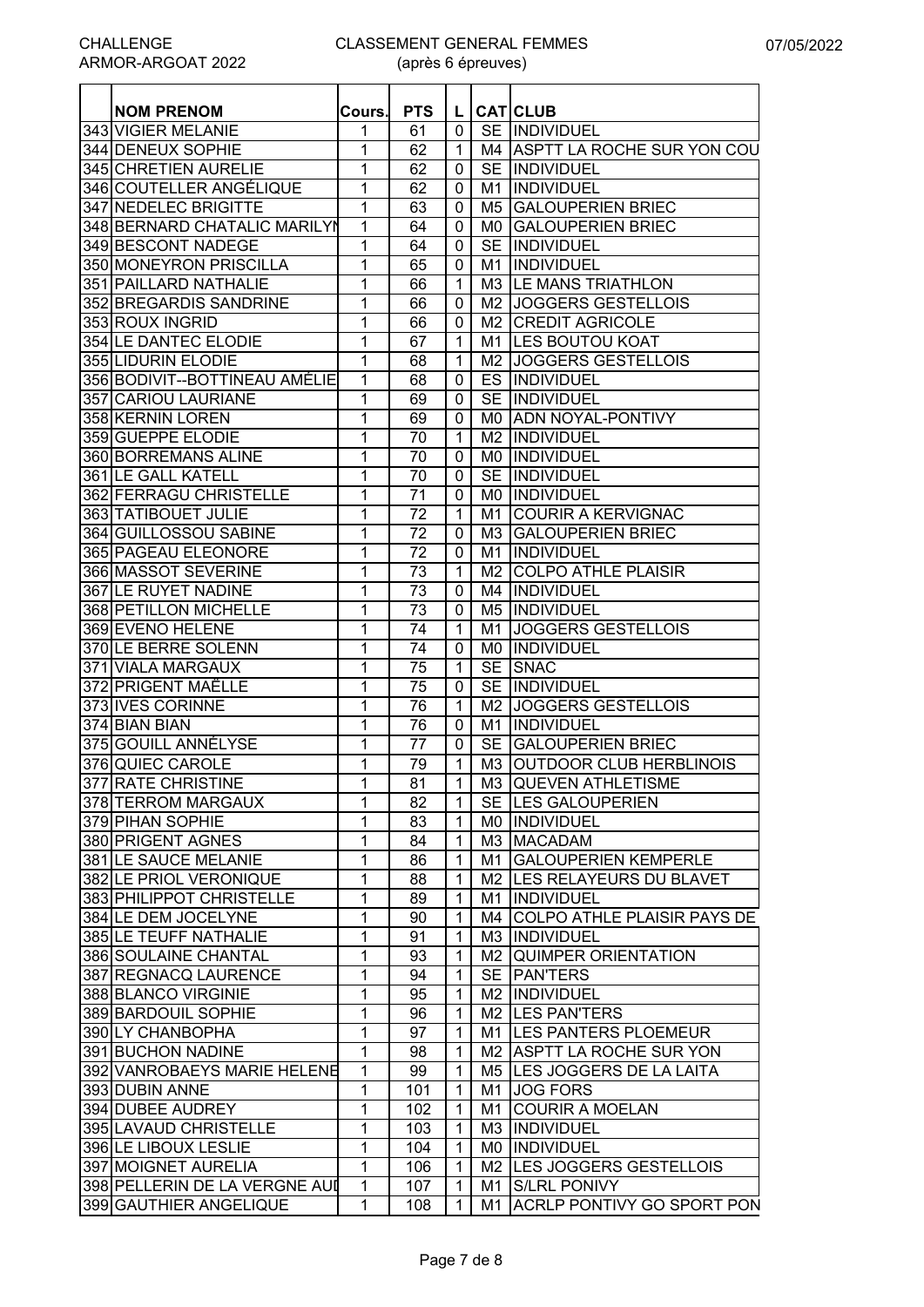CHALLENGE ARMOR-ARGOAT 2022

# CLASSEMENT GENERAL FEMMES
(après 6 épreuves)

07/05/2022

| | NOM PRENOM | Cours. | PTS | L | CAT | CLUB |
|---|---|---|---|---|---|---|
| 343 | VIGIER MELANIE | 1 | 61 | 0 | SE | INDIVIDUEL |
| 344 | DENEUX SOPHIE | 1 | 62 | 1 | M4 | ASPTT LA ROCHE SUR YON COU |
| 345 | CHRETIEN AURELIE | 1 | 62 | 0 | SE | INDIVIDUEL |
| 346 | COUTELLER ANGÉLIQUE | 1 | 62 | 0 | M1 | INDIVIDUEL |
| 347 | NEDELEC BRIGITTE | 1 | 63 | 0 | M5 | GALOUPERIEN BRIEC |
| 348 | BERNARD CHATALIC MARILYN | 1 | 64 | 0 | M0 | GALOUPERIEN BRIEC |
| 349 | BESCONT NADEGE | 1 | 64 | 0 | SE | INDIVIDUEL |
| 350 | MONEYRON PRISCILLA | 1 | 65 | 0 | M1 | INDIVIDUEL |
| 351 | PAILLARD NATHALIE | 1 | 66 | 1 | M3 | LE MANS TRIATHLON |
| 352 | BREGARDIS SANDRINE | 1 | 66 | 0 | M2 | JOGGERS GESTELLOIS |
| 353 | ROUX INGRID | 1 | 66 | 0 | M2 | CREDIT AGRICOLE |
| 354 | LE DANTEC ELODIE | 1 | 67 | 1 | M1 | LES BOUTOU KOAT |
| 355 | LIDURIN ELODIE | 1 | 68 | 1 | M2 | JOGGERS GESTELLOIS |
| 356 | BODIVIT--BOTTINEAU AMÉLIE | 1 | 68 | 0 | ES | INDIVIDUEL |
| 357 | CARIOU LAURIANE | 1 | 69 | 0 | SE | INDIVIDUEL |
| 358 | KERNIN LOREN | 1 | 69 | 0 | M0 | ADN NOYAL-PONTIVY |
| 359 | GUEPPE ELODIE | 1 | 70 | 1 | M2 | INDIVIDUEL |
| 360 | BORREMANS ALINE | 1 | 70 | 0 | M0 | INDIVIDUEL |
| 361 | LE GALL KATELL | 1 | 70 | 0 | SE | INDIVIDUEL |
| 362 | FERRAGU CHRISTELLE | 1 | 71 | 0 | M0 | INDIVIDUEL |
| 363 | TATIBOUET JULIE | 1 | 72 | 1 | M1 | COURIR A KERVIGNAC |
| 364 | GUILLOSSOU SABINE | 1 | 72 | 0 | M3 | GALOUPERIEN BRIEC |
| 365 | PAGEAU ELEONORE | 1 | 72 | 0 | M1 | INDIVIDUEL |
| 366 | MASSOT SEVERINE | 1 | 73 | 1 | M2 | COLPO ATHLE PLAISIR |
| 367 | LE RUYET NADINE | 1 | 73 | 0 | M4 | INDIVIDUEL |
| 368 | PETILLON MICHELLE | 1 | 73 | 0 | M5 | INDIVIDUEL |
| 369 | EVENO HELENE | 1 | 74 | 1 | M1 | JOGGERS GESTELLOIS |
| 370 | LE BERRE SOLENN | 1 | 74 | 0 | M0 | INDIVIDUEL |
| 371 | VIALA MARGAUX | 1 | 75 | 1 | SE | SNAC |
| 372 | PRIGENT MAËLLE | 1 | 75 | 0 | SE | INDIVIDUEL |
| 373 | IVES CORINNE | 1 | 76 | 1 | M2 | JOGGERS GESTELLOIS |
| 374 | BIAN BIAN | 1 | 76 | 0 | M1 | INDIVIDUEL |
| 375 | GOUILL ANNÉLYSE | 1 | 77 | 0 | SE | GALOUPERIEN BRIEC |
| 376 | QUIEC CAROLE | 1 | 79 | 1 | M3 | OUTDOOR CLUB HERBLINOIS |
| 377 | RATE CHRISTINE | 1 | 81 | 1 | M3 | QUEVEN ATHLETISME |
| 378 | TERROM MARGAUX | 1 | 82 | 1 | SE | LES GALOUPERIEN |
| 379 | PIHAN SOPHIE | 1 | 83 | 1 | M0 | INDIVIDUEL |
| 380 | PRIGENT AGNES | 1 | 84 | 1 | M3 | MACADAM |
| 381 | LE SAUCE MELANIE | 1 | 86 | 1 | M1 | GALOUPERIEN KEMPERLE |
| 382 | LE PRIOL VERONIQUE | 1 | 88 | 1 | M2 | LES RELAYEURS DU BLAVET |
| 383 | PHILIPPOT CHRISTELLE | 1 | 89 | 1 | M1 | INDIVIDUEL |
| 384 | LE DEM JOCELYNE | 1 | 90 | 1 | M4 | COLPO ATHLE PLAISIR PAYS DE |
| 385 | LE TEUFF NATHALIE | 1 | 91 | 1 | M3 | INDIVIDUEL |
| 386 | SOULAINE CHANTAL | 1 | 93 | 1 | M2 | QUIMPER ORIENTATION |
| 387 | REGNACQ LAURENCE | 1 | 94 | 1 | SE | PAN'TERS |
| 388 | BLANCO VIRGINIE | 1 | 95 | 1 | M2 | INDIVIDUEL |
| 389 | BARDOUIL SOPHIE | 1 | 96 | 1 | M2 | LES PAN'TERS |
| 390 | LY CHANBOPHA | 1 | 97 | 1 | M1 | LES PANTERS PLOEMEUR |
| 391 | BUCHON NADINE | 1 | 98 | 1 | M2 | ASPTT LA ROCHE SUR YON |
| 392 | VANROBAEYS MARIE HELENE | 1 | 99 | 1 | M5 | LES JOGGERS DE LA LAITA |
| 393 | DUBIN ANNE | 1 | 101 | 1 | M1 | JOG FORS |
| 394 | DUBEE AUDREY | 1 | 102 | 1 | M1 | COURIR A MOELAN |
| 395 | LAVAUD CHRISTELLE | 1 | 103 | 1 | M3 | INDIVIDUEL |
| 396 | LE LIBOUX LESLIE | 1 | 104 | 1 | M0 | INDIVIDUEL |
| 397 | MOIGNET AURELIA | 1 | 106 | 1 | M2 | LES JOGGERS GESTELLOIS |
| 398 | PELLERIN DE LA VERGNE AUI | 1 | 107 | 1 | M1 | S/LRL PONIVY |
| 399 | GAUTHIER ANGELIQUE | 1 | 108 | 1 | M1 | ACRLP PONTIVY GO SPORT PON |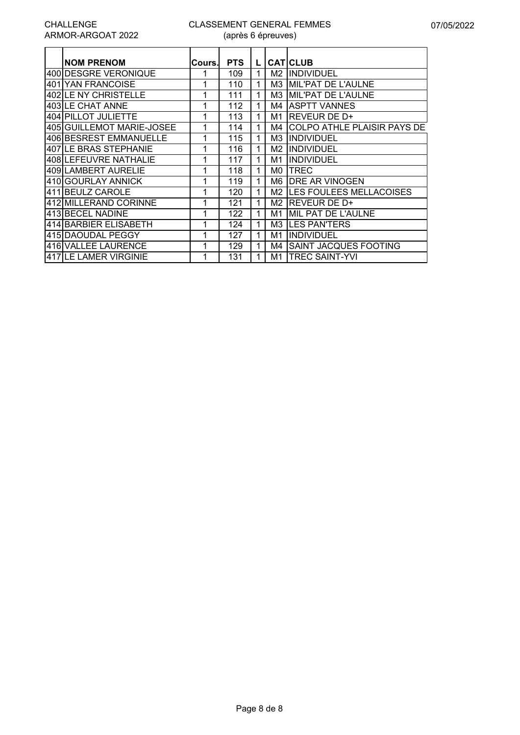CHALLENGE ARMOR-ARGOAT 2022

CLASSEMENT GENERAL FEMMES
(après 6 épreuves)

07/05/2022

| | NOM PRENOM | Cours. | PTS | L | CAT | CLUB |
|---|---|---|---|---|---|---|
| 400 | DESGRE VERONIQUE | 1 | 109 | 1 | M2 | INDIVIDUEL |
| 401 | YAN FRANCOISE | 1 | 110 | 1 | M3 | MIL'PAT DE L'AULNE |
| 402 | LE NY CHRISTELLE | 1 | 111 | 1 | M3 | MIL'PAT DE L'AULNE |
| 403 | LE CHAT ANNE | 1 | 112 | 1 | M4 | ASPTT VANNES |
| 404 | PILLOT JULIETTE | 1 | 113 | 1 | M1 | REVEUR DE D+ |
| 405 | GUILLEMOT MARIE-JOSEE | 1 | 114 | 1 | M4 | COLPO ATHLE PLAISIR PAYS DE |
| 406 | BESREST EMMANUELLE | 1 | 115 | 1 | M3 | INDIVIDUEL |
| 407 | LE BRAS STEPHANIE | 1 | 116 | 1 | M2 | INDIVIDUEL |
| 408 | LEFEUVRE NATHALIE | 1 | 117 | 1 | M1 | INDIVIDUEL |
| 409 | LAMBERT AURELIE | 1 | 118 | 1 | M0 | TREC |
| 410 | GOURLAY ANNICK | 1 | 119 | 1 | M6 | DRE AR VINOGEN |
| 411 | BEULZ CAROLE | 1 | 120 | 1 | M2 | LES FOULEES MELLACOISES |
| 412 | MILLERAND CORINNE | 1 | 121 | 1 | M2 | REVEUR DE D+ |
| 413 | BECEL NADINE | 1 | 122 | 1 | M1 | MIL PAT DE L'AULNE |
| 414 | BARBIER ELISABETH | 1 | 124 | 1 | M3 | LES PAN'TERS |
| 415 | DAOUDAL PEGGY | 1 | 127 | 1 | M1 | INDIVIDUEL |
| 416 | VALLEE LAURENCE | 1 | 129 | 1 | M4 | SAINT JACQUES FOOTING |
| 417 | LE LAMER VIRGINIE | 1 | 131 | 1 | M1 | TREC SAINT-YVI |